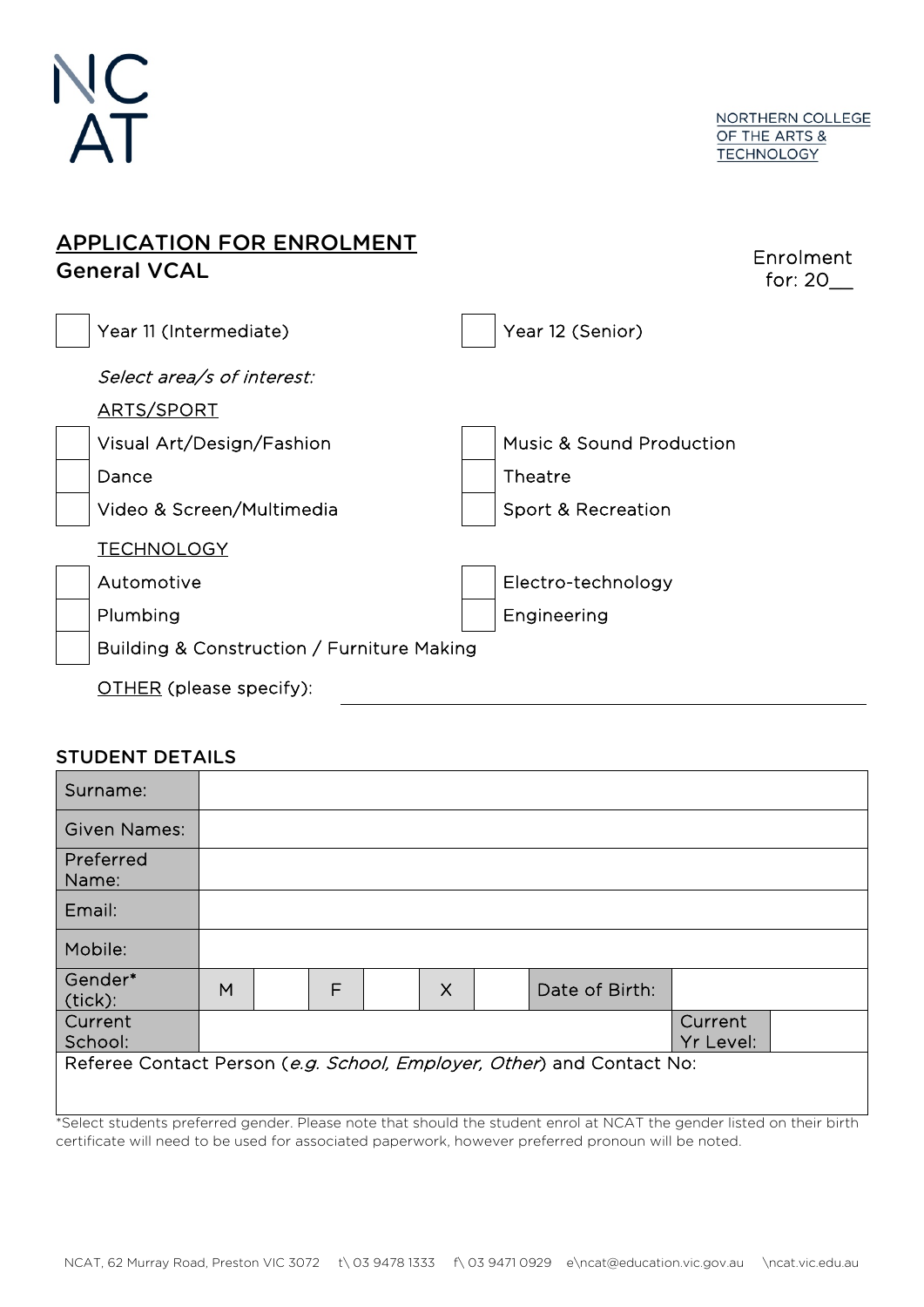NC
AT

NORTHERN COLLEGE
OF THE ARTS &
TECHNOLOGY

# APPLICATION FOR ENROLMENT
## General VCAL

Enrolment for: 20__

☐ Year 11 (Intermediate)  ☐ Year 12 (Senior)

*Select area/s of interest:*

ARTS/SPORT

☐ Visual Art/Design/Fashion
☐ Dance
☐ Video & Screen/Multimedia
☐ Music & Sound Production
☐ Theatre
☐ Sport & Recreation

TECHNOLOGY

☐ Automotive
☐ Plumbing
☐ Building & Construction / Furniture Making
☐ Electro-technology
☐ Engineering

OTHER (please specify): ______________________________

### STUDENT DETAILS

| Surname: | | | | | | | | |
|---|---|---|---|---|---|---|---|---|
| Given Names: | | | | | | | | |
| Preferred Name: | | | | | | | | |
| Email: | | | | | | | | |
| Mobile: | | | | | | | | |
| Gender* (tick): | M | | F | | X | | Date of Birth: | |
| Current School: | | | | | | | Current Yr Level: | |
| Referee Contact Person (*e.g. School, Employer, Other*) and Contact No: | | | | | | | | |

*Select students preferred gender. Please note that should the student enrol at NCAT the gender listed on their birth certificate will need to be used for associated paperwork, however preferred pronoun will be noted.

NCAT, 62 Murray Road, Preston VIC 3072 t\ 03 9478 1333 f\ 03 9471 0929 e\ncat@education.vic.gov.au \ncat.vic.edu.au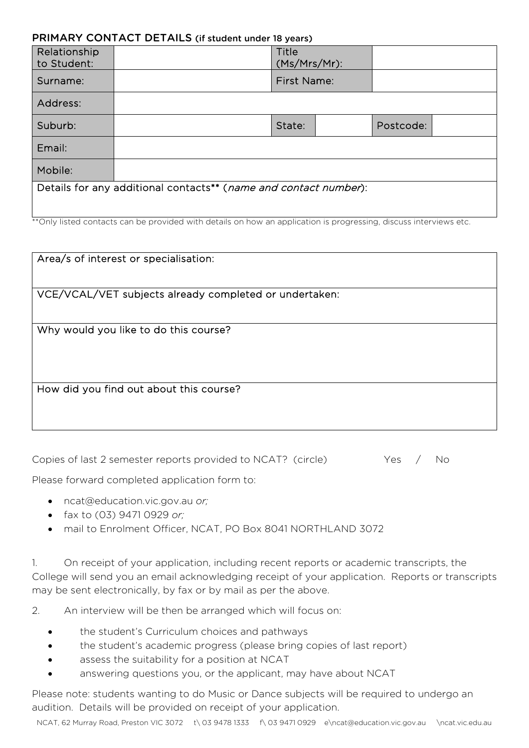## PRIMARY CONTACT DETAILS (if student under 18 years)

| | | | | | |
|---|---|---|---|---|---|
| Relationship to Student: | | Title (Ms/Mrs/Mr): | | | |
| Surname: | | First Name: | | | |
| Address: | | | | | |
| Suburb: | | State: | | Postcode: | |
| Email: | | | | | |
| Mobile: | | | | | |
| Details for any additional contacts** (*name and contact number*): | | | | | |

**Only listed contacts can be provided with details on how an application is progressing, discuss interviews etc.

| |
|---|
| Area/s of interest or specialisation: |
| VCE/VCAL/VET subjects already completed or undertaken: |
| Why would you like to do this course? |
| How did you find out about this course? |

Copies of last 2 semester reports provided to NCAT? (circle) Yes / No

Please forward completed application form to:

- ncat@education.vic.gov.au *or;*
- fax to (03) 9471 0929 *or;*
- mail to Enrolment Officer, NCAT, PO Box 8041 NORTHLAND 3072

1. On receipt of your application, including recent reports or academic transcripts, the College will send you an email acknowledging receipt of your application. Reports or transcripts may be sent electronically, by fax or by mail as per the above.

2. An interview will be then be arranged which will focus on:
   - the student's Curriculum choices and pathways
   - the student's academic progress (please bring copies of last report)
   - assess the suitability for a position at NCAT
   - answering questions you, or the applicant, may have about NCAT

Please note: students wanting to do Music or Dance subjects will be required to undergo an audition. Details will be provided on receipt of your application.

NCAT, 62 Murray Road, Preston VIC 3072 t\ 03 9478 1333 f\ 03 9471 0929 e\ncat@education.vic.gov.au \ncat.vic.edu.au